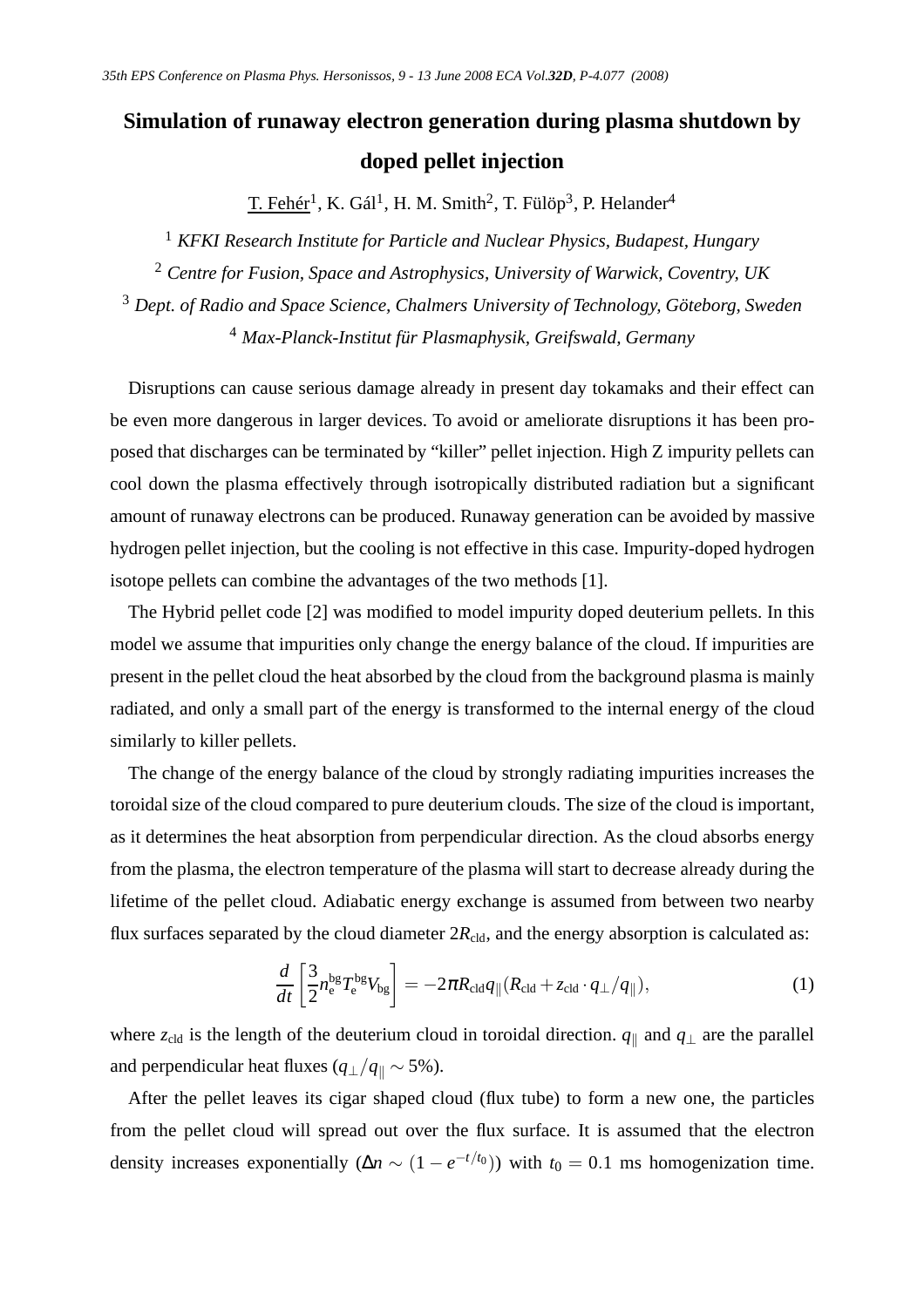# Simulation of runaway electron generation during plasma shutdown by doped pellet injection

T. Fehér[1], K. Gál[1], H. M. Smith[2], T. Fülöp[3], P. Helander[4]

[1] *KFKI Research Institute for Particle and Nuclear Physics, Budapest, Hungary*

[2] *Centre for Fusion, Space and Astrophysics, University of Warwick, Coventry, UK*

[3] *Dept. of Radio and Space Science, Chalmers University of Technology, Göteborg, Sweden*

[4] *Max-Planck-Institut für Plasmaphysik, Greifswald, Germany*

Disruptions can cause serious damage already in present day tokamaks and their effect can be even more dangerous in larger devices. To avoid or ameliorate disruptions it has been proposed that discharges can be terminated by "killer" pellet injection. High Z impurity pellets can cool down the plasma effectively through isotropically distributed radiation but a significant amount of runaway electrons can be produced. Runaway generation can be avoided by massive hydrogen pellet injection, but the cooling is not effective in this case. Impurity-doped hydrogen isotope pellets can combine the advantages of the two methods [1].

The Hybrid pellet code [2] was modified to model impurity doped deuterium pellets. In this model we assume that impurities only change the energy balance of the cloud. If impurities are present in the pellet cloud the heat absorbed by the cloud from the background plasma is mainly radiated, and only a small part of the energy is transformed to the internal energy of the cloud similarly to killer pellets.

The change of the energy balance of the cloud by strongly radiating impurities increases the toroidal size of the cloud compared to pure deuterium clouds. The size of the cloud is important, as it determines the heat absorption from perpendicular direction. As the cloud absorbs energy from the plasma, the electron temperature of the plasma will start to decrease already during the lifetime of the pellet cloud. Adiabatic energy exchange is assumed from between two nearby flux surfaces separated by the cloud diameter $2R_{\mathrm{cld}}$, and the energy absorption is calculated as:

$$\frac{d}{dt}\left[\frac{3}{2}n_{\mathrm{e}}^{\mathrm{bg}}T_{\mathrm{e}}^{\mathrm{bg}}V_{\mathrm{bg}}\right] = -2\pi R_{\mathrm{cld}}q_{\parallel}(R_{\mathrm{cld}} + z_{\mathrm{cld}} \cdot q_{\perp}/q_{\parallel}), \tag{1}$$

where $z_{\mathrm{cld}}$ is the length of the deuterium cloud in toroidal direction. $q_{\parallel}$ and $q_{\perp}$ are the parallel and perpendicular heat fluxes ($q_{\perp}/q_{\parallel} \sim 5\%$).

After the pellet leaves its cigar shaped cloud (flux tube) to form a new one, the particles from the pellet cloud will spread out over the flux surface. It is assumed that the electron density increases exponentially ($\Delta n \sim (1 - e^{-t/t_0})$) with $t_0 = 0.1$ ms homogenization time.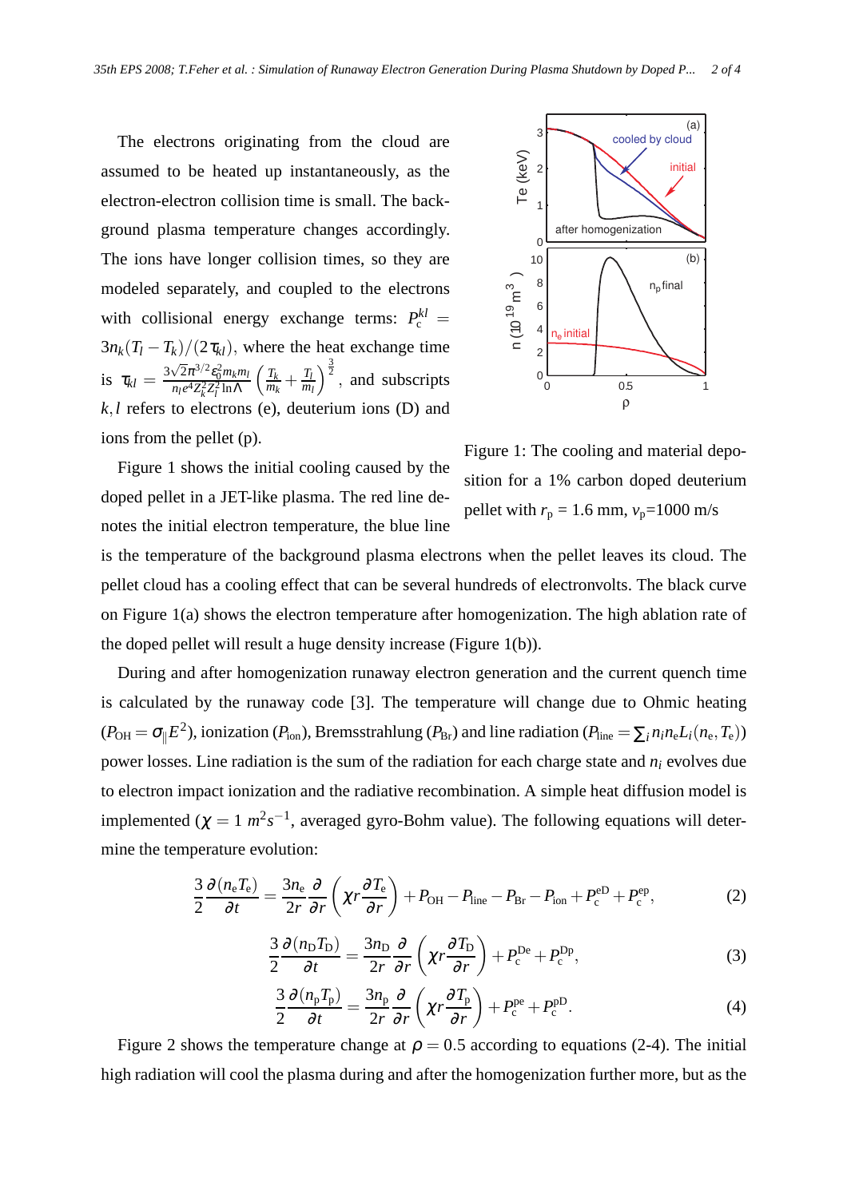The electrons originating from the cloud are assumed to be heated up instantaneously, as the electron-electron collision time is small. The background plasma temperature changes accordingly. The ions have longer collision times, so they are modeled separately, and coupled to the electrons with collisional energy exchange terms: $P_c^{kl} = 3n_k(T_l - T_k)/(2\tau_{kl})$, where the heat exchange time is $\tau_{kl} = \frac{3\sqrt{2}\pi^{3/2}\varepsilon_0^2 m_k m_l}{n_l e^4 Z_k^2 Z_l^2 \ln\Lambda}\left(\frac{T_k}{m_k} + \frac{T_l}{m_l}\right)^{\frac{3}{2}}$, and subscripts $k,l$ refers to electrons (e), deuterium ions (D) and ions from the pellet (p).

Figure 1 shows the initial cooling caused by the doped pellet in a JET-like plasma. The red line denotes the initial electron temperature, the blue line is the temperature of the background plasma electrons when the pellet leaves its cloud. The pellet cloud has a cooling effect that can be several hundreds of electronvolts. The black curve on Figure 1(a) shows the electron temperature after homogenization. The high ablation rate of the doped pellet will result a huge density increase (Figure 1(b)).

Figure 1: The cooling and material deposition for a 1% carbon doped deuterium pellet with $r_p$ = 1.6 mm, $v_p$=1000 m/s

During and after homogenization runaway electron generation and the current quench time is calculated by the runaway code [3]. The temperature will change due to Ohmic heating ($P_{OH} = \sigma_\| E^2$), ionization ($P_{ion}$), Bremsstrahlung ($P_{Br}$) and line radiation ($P_{line} = \sum_i n_i n_e L_i(n_e, T_e)$) power losses. Line radiation is the sum of the radiation for each charge state and $n_i$ evolves due to electron impact ionization and the radiative recombination. A simple heat diffusion model is implemented ($\chi = 1\ m^2 s^{-1}$, averaged gyro-Bohm value). The following equations will determine the temperature evolution:

$$\frac{3}{2}\frac{\partial(n_e T_e)}{\partial t} = \frac{3n_e}{2r}\frac{\partial}{\partial r}\left(\chi r \frac{\partial T_e}{\partial r}\right) + P_{OH} - P_{line} - P_{Br} - P_{ion} + P_c^{eD} + P_c^{ep}, \tag{2}$$

$$\frac{3}{2}\frac{\partial(n_D T_D)}{\partial t} = \frac{3n_D}{2r}\frac{\partial}{\partial r}\left(\chi r \frac{\partial T_D}{\partial r}\right) + P_c^{De} + P_c^{Dp}, \tag{3}$$

$$\frac{3}{2}\frac{\partial(n_p T_p)}{\partial t} = \frac{3n_p}{2r}\frac{\partial}{\partial r}\left(\chi r \frac{\partial T_p}{\partial r}\right) + P_c^{pe} + P_c^{pD}. \tag{4}$$

Figure 2 shows the temperature change at $\rho = 0.5$ according to equations (2-4). The initial high radiation will cool the plasma during and after the homogenization further more, but as the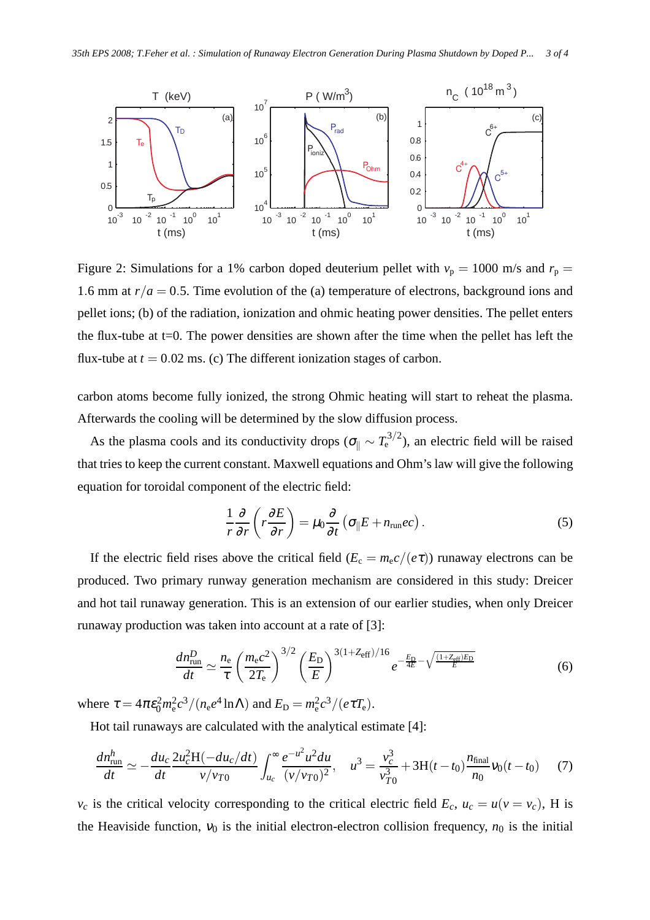Figure 2: Simulations for a 1% carbon doped deuterium pellet with $v_{\mathrm{p}} = 1000$ m/s and $r_{\mathrm{p}} = 1.6$ mm at $r/a = 0.5$. Time evolution of the (a) temperature of electrons, background ions and pellet ions; (b) of the radiation, ionization and ohmic heating power densities. The pellet enters the flux-tube at t=0. The power densities are shown after the time when the pellet has left the flux-tube at $t = 0.02$ ms. (c) The different ionization stages of carbon.

carbon atoms become fully ionized, the strong Ohmic heating will start to reheat the plasma. Afterwards the cooling will be determined by the slow diffusion process.

As the plasma cools and its conductivity drops ($\sigma_{\|} \sim T_{\mathrm{e}}^{3/2}$), an electric field will be raised that tries to keep the current constant. Maxwell equations and Ohm's law will give the following equation for toroidal component of the electric field:

$$\frac{1}{r}\frac{\partial}{\partial r}\left(r\frac{\partial E}{\partial r}\right) = \mu_0 \frac{\partial}{\partial t}\left(\sigma_{\|}E + n_{\mathrm{run}}ec\right). \tag{5}$$

If the electric field rises above the critical field ($E_{\mathrm{c}} = m_{\mathrm{e}}c/(e\tau)$) runaway electrons can be produced. Two primary runway generation mechanism are considered in this study: Dreicer and hot tail runaway generation. This is an extension of our earlier studies, when only Dreicer runaway production was taken into account at a rate of [3]:

$$\frac{dn^D_{\mathrm{run}}}{dt} \simeq \frac{n_{\mathrm{e}}}{\tau}\left(\frac{m_{\mathrm{e}}c^2}{2T_{\mathrm{e}}}\right)^{3/2}\left(\frac{E_{\mathrm{D}}}{E}\right)^{3(1+Z_{\mathrm{eff}})/16} e^{-\frac{E_{\mathrm{D}}}{4E}-\sqrt{\frac{(1+Z_{\mathrm{eff}})E_{\mathrm{D}}}{E}}} \tag{6}$$

where $\tau = 4\pi\varepsilon_0^2 m_{\mathrm{e}}^2 c^3/(n_{\mathrm{e}}e^4 \ln\Lambda)$ and $E_{\mathrm{D}} = m_{\mathrm{e}}^2 c^3/(e\tau T_{\mathrm{e}})$.

Hot tail runaways are calculated with the analytical estimate [4]:

$$\frac{dn^h_{\mathrm{run}}}{dt} \simeq -\frac{du_c}{dt}\frac{2u_c^2 \mathrm{H}(-du_c/dt)}{v/v_{T0}}\int_{u_c}^{\infty}\frac{e^{-u^2}u^2du}{(v/v_{T0})^2}, \quad u^3 = \frac{v_c^3}{v_{T0}^3} + 3\mathrm{H}(t-t_0)\frac{n_{\mathrm{final}}}{n_0}\nu_0(t-t_0) \tag{7}$$

$v_c$ is the critical velocity corresponding to the critical electric field $E_c$, $u_c = u(v = v_c)$, H is the Heaviside function, $\nu_0$ is the initial electron-electron collision frequency, $n_0$ is the initial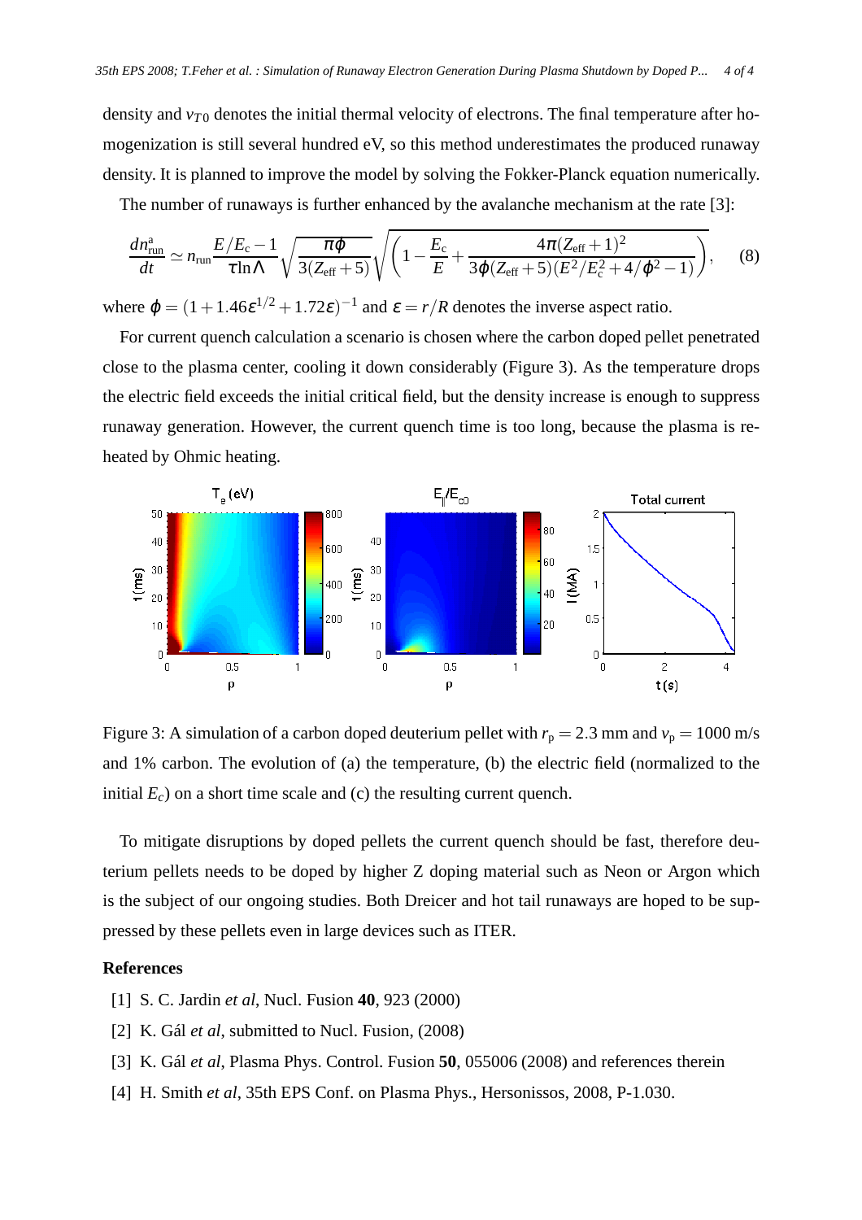density and $v_{T0}$ denotes the initial thermal velocity of electrons. The final temperature after homogenization is still several hundred eV, so this method underestimates the produced runaway density. It is planned to improve the model by solving the Fokker-Planck equation numerically.

The number of runaways is further enhanced by the avalanche mechanism at the rate [3]:

$$\frac{dn_{\rm run}^{\rm a}}{dt} \simeq n_{\rm run}\frac{E/E_{\rm c}-1}{\tau \ln\Lambda}\sqrt{\frac{\pi\varphi}{3(Z_{\rm eff}+5)}}\sqrt{\left(1-\frac{E_{\rm c}}{E}+\frac{4\pi(Z_{\rm eff}+1)^2}{3\varphi(Z_{\rm eff}+5)(E^2/E_{\rm c}^2+4/\varphi^2-1)}\right)}, \quad (8)$$

where $\varphi = (1+1.46\varepsilon^{1/2}+1.72\varepsilon)^{-1}$ and $\varepsilon = r/R$ denotes the inverse aspect ratio.

For current quench calculation a scenario is chosen where the carbon doped pellet penetrated close to the plasma center, cooling it down considerably (Figure 3). As the temperature drops the electric field exceeds the initial critical field, but the density increase is enough to suppress runaway generation. However, the current quench time is too long, because the plasma is reheated by Ohmic heating.

$T_e$ (eV)

t (ms)

50
40
30
20
10
0

0 0.5 1

ρ

800
600
400
200
0

$E_{||}/E_{c0}$

t (ms)

40
30
20
10
0

0 0.5 1

ρ

80
60
40
20

Total current

I (MA)

2
1.5
1
0.5
0

0 2 4

t (s)

Figure 3: A simulation of a carbon doped deuterium pellet with $r_{\rm p} = 2.3$ mm and $v_{\rm p} = 1000$ m/s and 1% carbon. The evolution of (a) the temperature, (b) the electric field (normalized to the initial $E_c$) on a short time scale and (c) the resulting current quench.

To mitigate disruptions by doped pellets the current quench should be fast, therefore deuterium pellets needs to be doped by higher Z doping material such as Neon or Argon which is the subject of our ongoing studies. Both Dreicer and hot tail runaways are hoped to be suppressed by these pellets even in large devices such as ITER.

## References

[1] S. C. Jardin *et al*, Nucl. Fusion **40**, 923 (2000)

[2] K. Gál *et al*, submitted to Nucl. Fusion, (2008)

[3] K. Gál *et al*, Plasma Phys. Control. Fusion **50**, 055006 (2008) and references therein

[4] H. Smith *et al*, 35th EPS Conf. on Plasma Phys., Hersonissos, 2008, P-1.030.